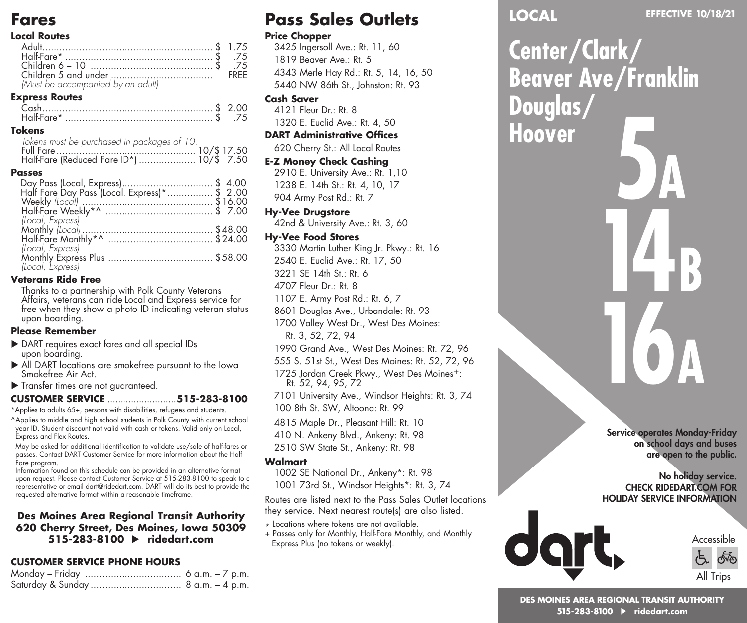# Fares

### Local Routes

| | |
|---|---|
| Adult | $ 1.75 |
| Half-Fare* | $ .75 |
| Children 6 – 10 | $ .75 |
| Children 5 and under | FREE |

*(Must be accompanied by an adult)*

### Express Routes

| | |
|---|---|
| Cash | $ 2.00 |
| Half-Fare* | $ .75 |

### Tokens

*Tokens must be purchased in packages of 10.*

| | |
|---|---|
| Full Fare | 10/$ 17.50 |
| Half-Fare (Reduced Fare ID*) | 10/$ 7.50 |

### Passes

| | |
|---|---|
| Day Pass (Local, Express) | $ 4.00 |
| Half Fare Day Pass (Local, Express)* | $ 2.00 |
| Weekly *(Local)* | $16.00 |
| Half-Fare Weekly*^ *(Local, Express)* | $ 7.00 |
| Monthly *(Local)* | $48.00 |
| Half-Fare Monthly*^ *(Local, Express)* | $24.00 |
| Monthly Express Plus *(Local, Express)* | $58.00 |

### Veterans Ride Free

Thanks to a partnership with Polk County Veterans Affairs, veterans can ride Local and Express service for free when they show a photo ID indicating veteran status upon boarding.

### Please Remember

- DART requires exact fares and all special IDs upon boarding.
- All DART locations are smokefree pursuant to the Iowa Smokefree Air Act.
- Transfer times are not guaranteed.

**CUSTOMER SERVICE ..........515-283-8100**

*Applies to adults 65+, persons with disabilities, refugees and students.

^Applies to middle and high school students in Polk County with current school year ID. Student discount not valid with cash or tokens. Valid only on Local, Express and Flex Routes.

May be asked for additional identification to validate use/sale of half-fares or passes. Contact DART Customer Service for more information about the Half Fare program.

Information found on this schedule can be provided in an alternative format upon request. Please contact Customer Service at 515-283-8100 to speak to a representative or email dart@ridedart.com. DART will do its best to provide the requested alternative format within a reasonable timeframe.

**Des Moines Area Regional Transit Authority**
**620 Cherry Street, Des Moines, Iowa 50309**
**515-283-8100 ▶ ridedart.com**

### CUSTOMER SERVICE PHONE HOURS

| | |
|---|---|
| Monday – Friday | 6 a.m. – 7 p.m. |
| Saturday & Sunday | 8 a.m. – 4 p.m. |

# Pass Sales Outlets

### Price Chopper

- 3425 Ingersoll Ave.: Rt. 11, 60
- 1819 Beaver Ave.: Rt. 5
- 4343 Merle Hay Rd.: Rt. 5, 14, 16, 50
- 5440 NW 86th St., Johnston: Rt. 93

### Cash Saver

- 4121 Fleur Dr.: Rt. 8
- 1320 E. Euclid Ave.: Rt. 4, 50

### DART Administrative Offices

- 620 Cherry St.: All Local Routes

### E-Z Money Check Cashing

- 2910 E. University Ave.: Rt. 1,10
- 1238 E. 14th St.: Rt. 4, 10, 17
- 904 Army Post Rd.: Rt. 7

### Hy-Vee Drugstore

- 42nd & University Ave.: Rt. 3, 60

### Hy-Vee Food Stores

- 3330 Martin Luther King Jr. Pkwy.: Rt. 16
- 2540 E. Euclid Ave.: Rt. 17, 50
- 3221 SE 14th St.: Rt. 6
- 4707 Fleur Dr.: Rt. 8
- 1107 E. Army Post Rd.: Rt. 6, 7
- 8601 Douglas Ave., Urbandale: Rt. 93
- 1700 Valley West Dr., West Des Moines: Rt. 3, 52, 72, 94
- 1990 Grand Ave., West Des Moines: Rt. 72, 96
- 555 S. 51st St., West Des Moines: Rt. 52, 72, 96
- 1725 Jordan Creek Pkwy., West Des Moines+: Rt. 52, 94, 95, 72
- 7101 University Ave., Windsor Heights: Rt. 3, 74
- 100 8th St. SW, Altoona: Rt. 99
- 4815 Maple Dr., Pleasant Hill: Rt. 10
- 410 N. Ankeny Blvd., Ankeny: Rt. 98
- 2510 SW State St., Ankeny: Rt. 98

### Walmart

- 1002 SE National Dr., Ankeny*: Rt. 98
- 1001 73rd St., Windsor Heights*: Rt. 3, 74

Routes are listed next to the Pass Sales Outlet locations they service. Next nearest route(s) are also listed.

\* Locations where tokens are not available.
+ Passes only for Monthly, Half-Fare Monthly, and Monthly Express Plus (no tokens or weekly).

**LOCAL** **EFFECTIVE 10/18/21**

# Center/Clark/ Beaver Ave/Franklin Douglas/ Hoover

# 5A 14B 16A

**Service operates Monday-Friday on school days and buses are open to the public.**

**No holiday service.**
**CHECK RIDEDART.COM FOR HOLIDAY SERVICE INFORMATION**

dart

Accessible
All Trips

**DES MOINES AREA REGIONAL TRANSIT AUTHORITY**
**515-283-8100 ▶ ridedart.com**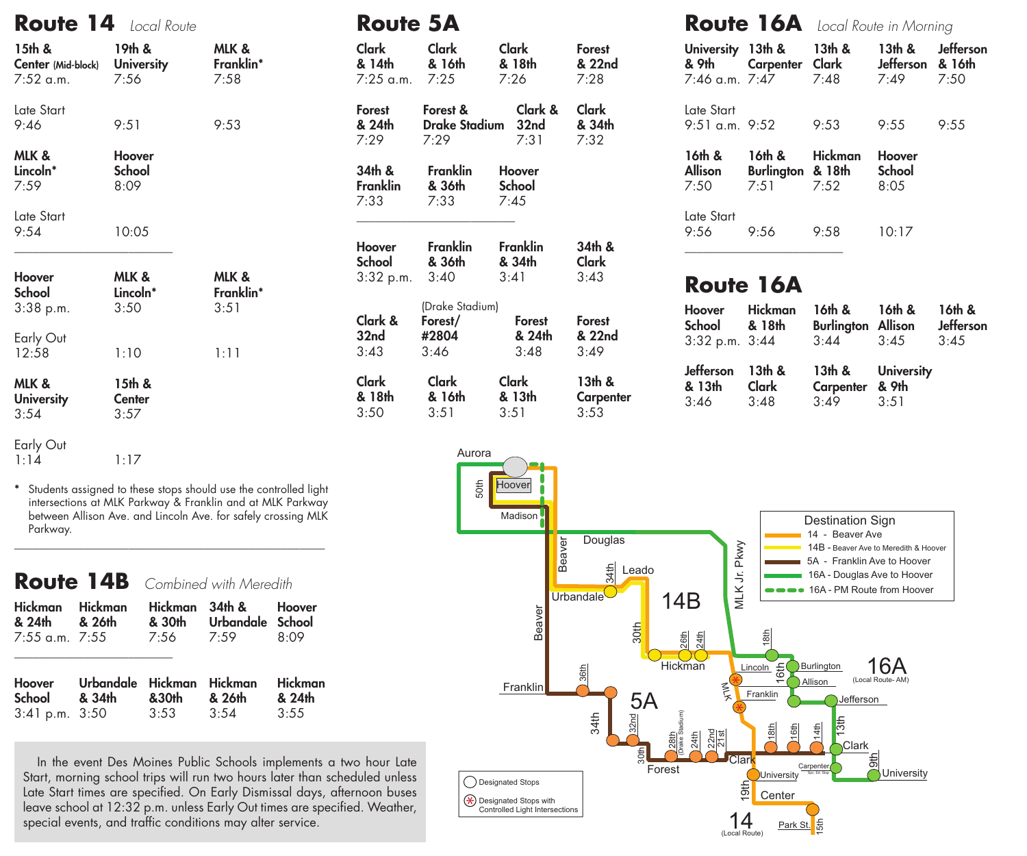## Route 14 *Local Route*

| 15th & Center (Mid-block) | 19th & University | MLK & Franklin* |
|---|---|---|
| 7:52 a.m. | 7:56 | 7:58 |
| Late Start | | |
| 9:46 | 9:51 | 9:53 |

| MLK & Lincoln* | Hoover School |
|---|---|
| 7:59 | 8:09 |
| Late Start | |
| 9:54 | 10:05 |

| Hoover School | MLK & Lincoln* | MLK & Franklin* |
|---|---|---|
| 3:38 p.m. | 3:50 | 3:51 |
| Early Out | | |
| 12:58 | 1:10 | 1:11 |

| MLK & University | 15th & Center |
|---|---|
| 3:54 | 3:57 |
| Early Out | |
| 1:14 | 1:17 |

\* Students assigned to these stops should use the controlled light intersections at MLK Parkway & Franklin and at MLK Parkway between Allison Ave. and Lincoln Ave. for safely crossing MLK Parkway.

## Route 14B *Combined with Meredith*

| Hickman & 24th | Hickman & 26th | Hickman & 30th | 34th & Urbandale | Hoover School |
|---|---|---|---|---|
| 7:55 a.m. | 7:55 | 7:56 | 7:59 | 8:09 |

| Hoover School | Urbandale & 34th | Hickman &30th | Hickman & 26th | Hickman & 24th |
|---|---|---|---|---|
| 3:41 p.m. | 3:50 | 3:53 | 3:54 | 3:55 |

In the event Des Moines Public Schools implements a two hour Late Start, morning school trips will run two hours later than scheduled unless Late Start times are specified. On Early Dismissal days, afternoon buses leave school at 12:32 p.m. unless Early Out times are specified. Weather, special events, and traffic conditions may alter service.

## Route 5A

| Clark & 14th | Clark & 16th | Clark & 18th | Forest & 22nd |
|---|---|---|---|
| 7:25 a.m. | 7:25 | 7:26 | 7:28 |

| Forest & 24th | Forest & Drake Stadium | Clark & 32nd | Clark & 34th |
|---|---|---|---|
| 7:29 | 7:29 | 7:31 | 7:32 |

| 34th & Franklin | Franklin & 36th | Hoover School |
|---|---|---|
| 7:33 | 7:33 | 7:45 |

| Hoover School | Franklin & 36th | Franklin & 34th | 34th & Clark |
|---|---|---|---|
| 3:32 p.m. | 3:40 | 3:41 | 3:43 |

| Clark & 32nd | (Drake Stadium) Forest/ #2804 | Forest & 24th | Forest & 22nd |
|---|---|---|---|
| 3:43 | 3:46 | 3:48 | 3:49 |

| Clark & 18th | Clark & 16th | Clark & 13th | 13th & Carpenter |
|---|---|---|---|
| 3:50 | 3:51 | 3:51 | 3:53 |

## Route 16A *Local Route in Morning*

| University & 9th | 13th & Carpenter | 13th & Clark | 13th & Jefferson | Jefferson & 16th |
|---|---|---|---|---|
| 7:46 a.m. | 7:47 | 7:48 | 7:49 | 7:50 |
| Late Start | | | | |
| 9:51 a.m. | 9:52 | 9:53 | 9:55 | 9:55 |

| 16th & Allison | 16th & Burlington | Hickman & 18th | Hoover School |
|---|---|---|---|
| 7:50 | 7:51 | 7:52 | 8:05 |
| Late Start | | | |
| 9:56 | 9:56 | 9:58 | 10:17 |

## Route 16A

| Hoover School | Hickman & 18th | 16th & Burlington | 16th & Allison | 16th & Jefferson |
|---|---|---|---|---|
| 3:32 p.m. | 3:44 | 3:44 | 3:45 | 3:45 |

| Jefferson & 13th | 13th & Clark | 13th & Carpenter | University & 9th |
|---|---|---|---|
| 3:46 | 3:48 | 3:49 | 3:51 |

Destination Sign
14 - Beaver Ave
14B - Beaver Ave to Meredith & Hoover
5A - Franklin Ave to Hoover
16A - Douglas Ave to Hoover
16A - PM Route from Hoover

Designated Stops
Designated Stops with Controlled Light Intersections

Aurora, Hoover, 50th, Madison, Douglas, Beaver, Leado, 34th, Urbandale, 14B, MLK Jr. Pkwy, Beaver, 30th, 26th, 24th, Hickman, 18th, Lincoln, Burlington, 16th, Allison, 16A (Local Route- AM), Franklin, 36th, 5A, MLK, Franklin, Jefferson, 34th, 32nd, 28th (Drake Stadium), 24th, 22nd, 21st, 18th, 16th, 14th, 13th, 30th, Forest, Clark, Clark, Carpenter, 9th, University, University, 19th, Center, 14 (Local Route), Park St., 15th